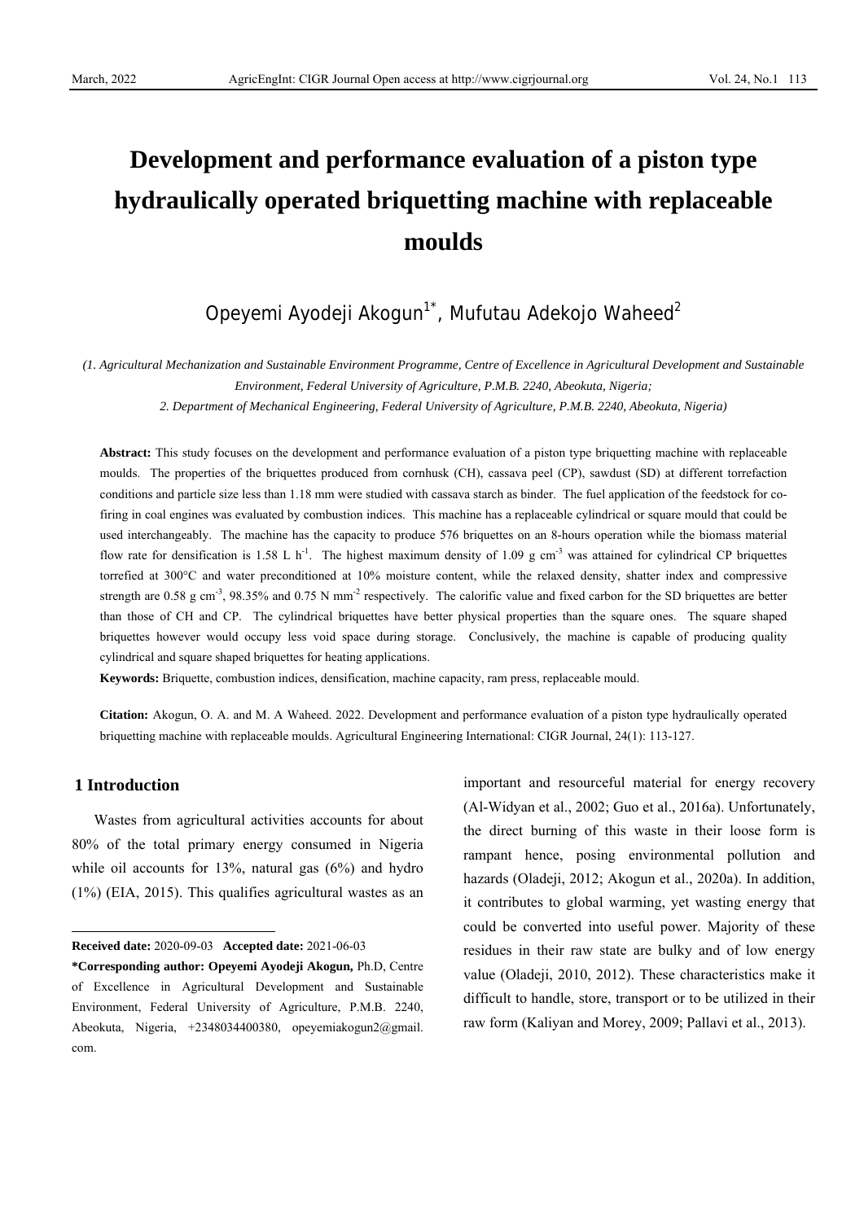# Development and performance evaluation of a piston type hydraulically operated briquetting machine with replaceable moulds

Opeyemi Ayodeji Akogun[1*], Mufutau Adekojo Waheed[2]

*(1. Agricultural Mechanization and Sustainable Environment Programme, Centre of Excellence in Agricultural Development and Sustainable Environment, Federal University of Agriculture, P.M.B. 2240, Abeokuta, Nigeria;*
*2. Department of Mechanical Engineering, Federal University of Agriculture, P.M.B. 2240, Abeokuta, Nigeria)*

**Abstract:** This study focuses on the development and performance evaluation of a piston type briquetting machine with replaceable moulds. The properties of the briquettes produced from cornhusk (CH), cassava peel (CP), sawdust (SD) at different torrefaction conditions and particle size less than 1.18 mm were studied with cassava starch as binder. The fuel application of the feedstock for co-firing in coal engines was evaluated by combustion indices. This machine has a replaceable cylindrical or square mould that could be used interchangeably. The machine has the capacity to produce 576 briquettes on an 8-hours operation while the biomass material flow rate for densification is 1.58 L h$^{-1}$. The highest maximum density of 1.09 g cm$^{-3}$ was attained for cylindrical CP briquettes torrefied at 300°C and water preconditioned at 10% moisture content, while the relaxed density, shatter index and compressive strength are 0.58 g cm$^{-3}$, 98.35% and 0.75 N mm$^{-2}$ respectively. The calorific value and fixed carbon for the SD briquettes are better than those of CH and CP. The cylindrical briquettes have better physical properties than the square ones. The square shaped briquettes however would occupy less void space during storage. Conclusively, the machine is capable of producing quality cylindrical and square shaped briquettes for heating applications.

**Keywords:** Briquette, combustion indices, densification, machine capacity, ram press, replaceable mould.

**Citation:** Akogun, O. A. and M. A Waheed. 2022. Development and performance evaluation of a piston type hydraulically operated briquetting machine with replaceable moulds. Agricultural Engineering International: CIGR Journal, 24(1): 113-127.

## 1 Introduction

Wastes from agricultural activities accounts for about 80% of the total primary energy consumed in Nigeria while oil accounts for 13%, natural gas (6%) and hydro (1%) (EIA, 2015). This qualifies agricultural wastes as an important and resourceful material for energy recovery (Al-Widyan et al., 2002; Guo et al., 2016a). Unfortunately, the direct burning of this waste in their loose form is rampant hence, posing environmental pollution and hazards (Oladeji, 2012; Akogun et al., 2020a). In addition, it contributes to global warming, yet wasting energy that could be converted into useful power. Majority of these residues in their raw state are bulky and of low energy value (Oladeji, 2010, 2012). These characteristics make it difficult to handle, store, transport or to be utilized in their raw form (Kaliyan and Morey, 2009; Pallavi et al., 2013).

---

**Received date:** 2020-09-03 **Accepted date:** 2021-06-03

**\*Corresponding author: Opeyemi Ayodeji Akogun,** Ph.D, Centre of Excellence in Agricultural Development and Sustainable Environment, Federal University of Agriculture, P.M.B. 2240, Abeokuta, Nigeria, +2348034400380, opeyemiakogun2@gmail.com.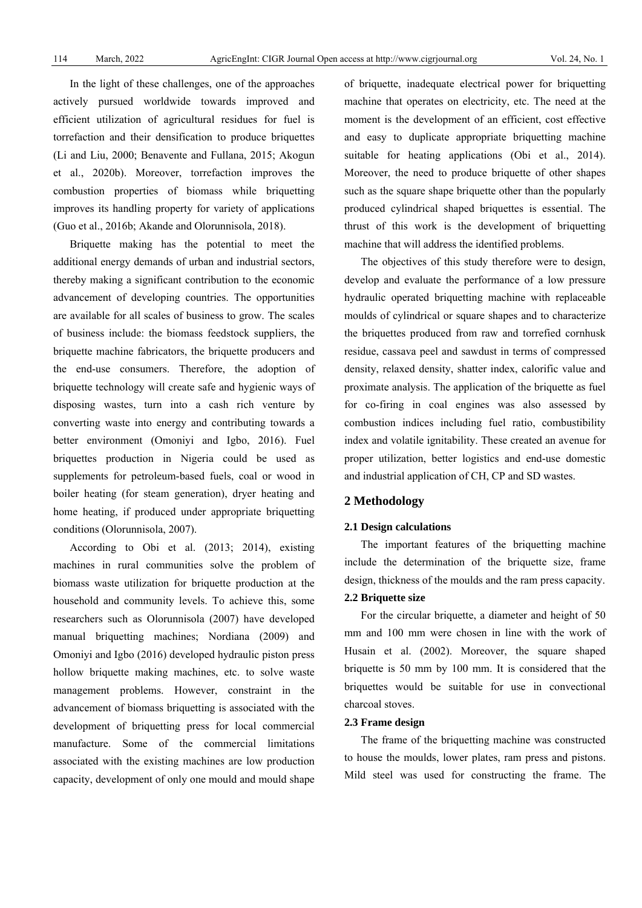In the light of these challenges, one of the approaches actively pursued worldwide towards improved and efficient utilization of agricultural residues for fuel is torrefaction and their densification to produce briquettes (Li and Liu, 2000; Benavente and Fullana, 2015; Akogun et al., 2020b). Moreover, torrefaction improves the combustion properties of biomass while briquetting improves its handling property for variety of applications (Guo et al., 2016b; Akande and Olorunnisola, 2018).

Briquette making has the potential to meet the additional energy demands of urban and industrial sectors, thereby making a significant contribution to the economic advancement of developing countries. The opportunities are available for all scales of business to grow. The scales of business include: the biomass feedstock suppliers, the briquette machine fabricators, the briquette producers and the end-use consumers. Therefore, the adoption of briquette technology will create safe and hygienic ways of disposing wastes, turn into a cash rich venture by converting waste into energy and contributing towards a better environment (Omoniyi and Igbo, 2016). Fuel briquettes production in Nigeria could be used as supplements for petroleum-based fuels, coal or wood in boiler heating (for steam generation), dryer heating and home heating, if produced under appropriate briquetting conditions (Olorunnisola, 2007).

According to Obi et al. (2013; 2014), existing machines in rural communities solve the problem of biomass waste utilization for briquette production at the household and community levels. To achieve this, some researchers such as Olorunnisola (2007) have developed manual briquetting machines; Nordiana (2009) and Omoniyi and Igbo (2016) developed hydraulic piston press hollow briquette making machines, etc. to solve waste management problems. However, constraint in the advancement of biomass briquetting is associated with the development of briquetting press for local commercial manufacture. Some of the commercial limitations associated with the existing machines are low production capacity, development of only one mould and mould shape of briquette, inadequate electrical power for briquetting machine that operates on electricity, etc. The need at the moment is the development of an efficient, cost effective and easy to duplicate appropriate briquetting machine suitable for heating applications (Obi et al., 2014). Moreover, the need to produce briquette of other shapes such as the square shape briquette other than the popularly produced cylindrical shaped briquettes is essential. The thrust of this work is the development of briquetting machine that will address the identified problems.

The objectives of this study therefore were to design, develop and evaluate the performance of a low pressure hydraulic operated briquetting machine with replaceable moulds of cylindrical or square shapes and to characterize the briquettes produced from raw and torrefied cornhusk residue, cassava peel and sawdust in terms of compressed density, relaxed density, shatter index, calorific value and proximate analysis. The application of the briquette as fuel for co-firing in coal engines was also assessed by combustion indices including fuel ratio, combustibility index and volatile ignitability. These created an avenue for proper utilization, better logistics and end-use domestic and industrial application of CH, CP and SD wastes.

## 2 Methodology

### 2.1 Design calculations

The important features of the briquetting machine include the determination of the briquette size, frame design, thickness of the moulds and the ram press capacity.

### 2.2 Briquette size

For the circular briquette, a diameter and height of 50 mm and 100 mm were chosen in line with the work of Husain et al. (2002). Moreover, the square shaped briquette is 50 mm by 100 mm. It is considered that the briquettes would be suitable for use in convectional charcoal stoves.

### 2.3 Frame design

The frame of the briquetting machine was constructed to house the moulds, lower plates, ram press and pistons. Mild steel was used for constructing the frame. The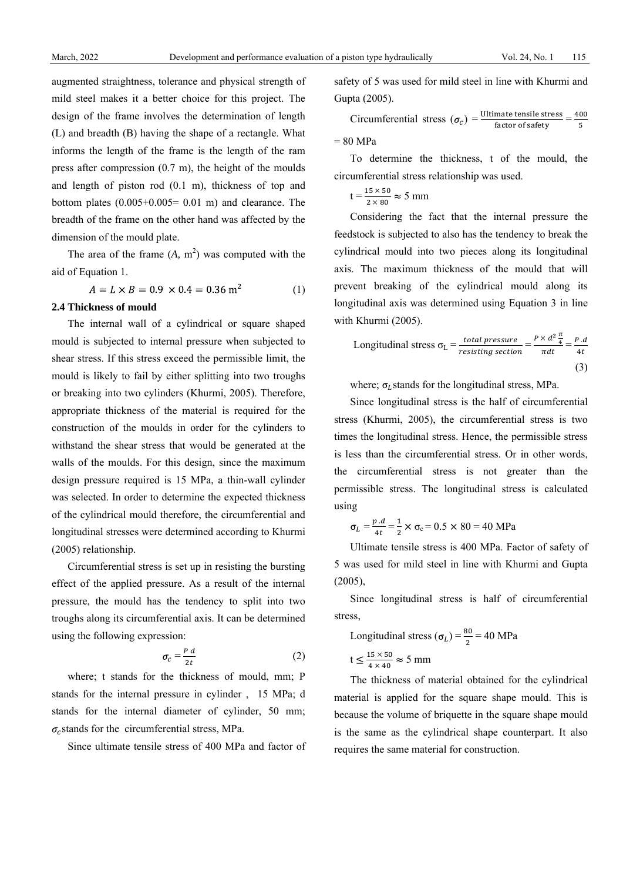augmented straightness, tolerance and physical strength of mild steel makes it a better choice for this project. The design of the frame involves the determination of length (L) and breadth (B) having the shape of a rectangle. What informs the length of the frame is the length of the ram press after compression (0.7 m), the height of the moulds and length of piston rod (0.1 m), thickness of top and bottom plates (0.005+0.005= 0.01 m) and clearance. The breadth of the frame on the other hand was affected by the dimension of the mould plate.

The area of the frame ($A$, m$^2$) was computed with the aid of Equation 1.

$$A = L \times B = 0.9 \times 0.4 = 0.36 \text{ m}^2 \tag{1}$$

### 2.4 Thickness of mould

The internal wall of a cylindrical or square shaped mould is subjected to internal pressure when subjected to shear stress. If this stress exceed the permissible limit, the mould is likely to fail by either splitting into two troughs or breaking into two cylinders (Khurmi, 2005). Therefore, appropriate thickness of the material is required for the construction of the moulds in order for the cylinders to withstand the shear stress that would be generated at the walls of the moulds. For this design, since the maximum design pressure required is 15 MPa, a thin-wall cylinder was selected. In order to determine the expected thickness of the cylindrical mould therefore, the circumferential and longitudinal stresses were determined according to Khurmi (2005) relationship.

Circumferential stress is set up in resisting the bursting effect of the applied pressure. As a result of the internal pressure, the mould has the tendency to split into two troughs along its circumferential axis. It can be determined using the following expression:

$$\sigma_c = \frac{P\,d}{2t} \tag{2}$$

where; t stands for the thickness of mould, mm; P stands for the internal pressure in cylinder , 15 MPa; d stands for the internal diameter of cylinder, 50 mm; $\sigma_c$ stands for the circumferential stress, MPa.

Since ultimate tensile stress of 400 MPa and factor of safety of 5 was used for mild steel in line with Khurmi and Gupta (2005).

$$\text{Circumferential stress } (\sigma_c) = \frac{\text{Ultimate tensile stress}}{\text{factor of safety}} = \frac{400}{5} = 80 \text{ MPa}$$

To determine the thickness, t of the mould, the circumferential stress relationship was used.

$$t = \frac{15 \times 50}{2 \times 80} \approx 5 \text{ mm}$$

Considering the fact that the internal pressure the feedstock is subjected to also has the tendency to break the cylindrical mould into two pieces along its longitudinal axis. The maximum thickness of the mould that will prevent breaking of the cylindrical mould along its longitudinal axis was determined using Equation 3 in line with Khurmi (2005).

$$\text{Longitudinal stress } \sigma_L = \frac{total\ pressure}{resisting\ section} = \frac{P \times d^2 \frac{\pi}{4}}{\pi dt} = \frac{P.d}{4t} \tag{3}$$

where; $\sigma_L$ stands for the longitudinal stress, MPa.

Since longitudinal stress is the half of circumferential stress (Khurmi, 2005), the circumferential stress is two times the longitudinal stress. Hence, the permissible stress is less than the circumferential stress. Or in other words, the circumferential stress is not greater than the permissible stress. The longitudinal stress is calculated using

$$\sigma_L = \frac{p.d}{4t} = \frac{1}{2} \times \sigma_c = 0.5 \times 80 = 40 \text{ MPa}$$

Ultimate tensile stress is 400 MPa. Factor of safety of 5 was used for mild steel in line with Khurmi and Gupta (2005),

Since longitudinal stress is half of circumferential stress,

$$\text{Longitudinal stress } (\sigma_L) = \frac{80}{2} = 40 \text{ MPa}$$

$$t \leq \frac{15 \times 50}{4 \times 40} \approx 5 \text{ mm}$$

The thickness of material obtained for the cylindrical material is applied for the square shape mould. This is because the volume of briquette in the square shape mould is the same as the cylindrical shape counterpart. It also requires the same material for construction.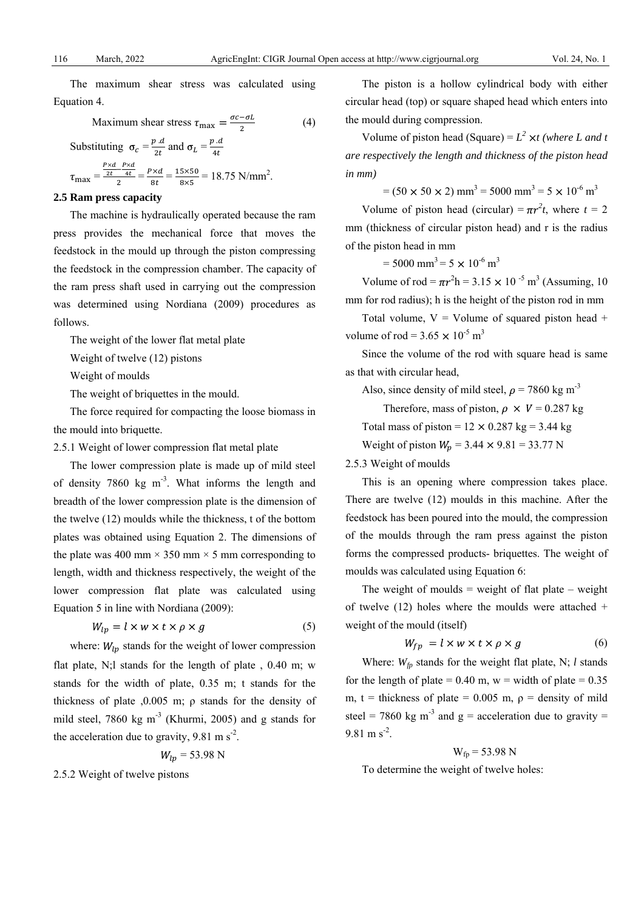The maximum shear stress was calculated using Equation 4.

$$\text{Maximum shear stress } \tau_{\max} = \frac{\sigma c - \sigma L}{2} \quad (4)$$

Substituting $\sigma_c = \frac{p.d}{2t}$ and $\sigma_L = \frac{p.d}{4t}$

$$\tau_{\max} = \frac{\frac{P \times d}{2t} - \frac{P \times d}{4t}}{2} = \frac{P \times d}{8t} = \frac{15 \times 50}{8 \times 5} = 18.75 \text{ N/mm}^2.$$

**2.5 Ram press capacity**

The machine is hydraulically operated because the ram press provides the mechanical force that moves the feedstock in the mould up through the piston compressing the feedstock in the compression chamber. The capacity of the ram press shaft used in carrying out the compression was determined using Nordiana (2009) procedures as follows.

The weight of the lower flat metal plate

Weight of twelve (12) pistons

Weight of moulds

The weight of briquettes in the mould.

The force required for compacting the loose biomass in the mould into briquette.

2.5.1 Weight of lower compression flat metal plate

The lower compression plate is made up of mild steel of density 7860 kg m$^{-3}$. What informs the length and breadth of the lower compression plate is the dimension of the twelve (12) moulds while the thickness, t of the bottom plates was obtained using Equation 2. The dimensions of the plate was 400 mm × 350 mm × 5 mm corresponding to length, width and thickness respectively, the weight of the lower compression flat plate was calculated using Equation 5 in line with Nordiana (2009):

$$W_{lp} = l \times w \times t \times \rho \times g \quad (5)$$

where: $W_{lp}$ stands for the weight of lower compression flat plate, N;l stands for the length of plate , 0.40 m; w stands for the width of plate, 0.35 m; t stands for the thickness of plate ,0.005 m; ρ stands for the density of mild steel, 7860 kg m$^{-3}$ (Khurmi, 2005) and g stands for the acceleration due to gravity, 9.81 m s$^{-2}$.

$$W_{lp} = 53.98 \text{ N}$$

2.5.2 Weight of twelve pistons

The piston is a hollow cylindrical body with either circular head (top) or square shaped head which enters into the mould during compression.

Volume of piston head (Square) = $L^2 \times t$ *(where L and t are respectively the length and thickness of the piston head in mm)*

$= (50 \times 50 \times 2)$ mm$^3$ = 5000 mm$^3$ = $5 \times 10^{-6}$ m$^3$

Volume of piston head (circular) = $\pi r^2 t$, where $t$ = 2 mm (thickness of circular piston head) and r is the radius of the piston head in mm

= 5000 mm$^3$ = $5 \times 10^{-6}$ m$^3$

Volume of rod = $\pi r^2$h = $3.15 \times 10^{-5}$ m$^3$ (Assuming, 10 mm for rod radius); h is the height of the piston rod in mm

Total volume, V = Volume of squared piston head + volume of rod = $3.65 \times 10^{-5}$ m$^3$

Since the volume of the rod with square head is same as that with circular head,

Also, since density of mild steel, $\rho$ = 7860 kg m$^{-3}$

Therefore, mass of piston, $\rho \times V$ = 0.287 kg

Total mass of piston = $12 \times 0.287$ kg = 3.44 kg

Weight of piston $W_p$ = $3.44 \times 9.81$ = 33.77 N

2.5.3 Weight of moulds

This is an opening where compression takes place. There are twelve (12) moulds in this machine. After the feedstock has been poured into the mould, the compression of the moulds through the ram press against the piston forms the compressed products- briquettes. The weight of moulds was calculated using Equation 6:

The weight of moulds = weight of flat plate – weight of twelve (12) holes where the moulds were attached + weight of the mould (itself)

$$W_{fp} = l \times w \times t \times \rho \times g \quad (6)$$

Where: $W_{fp}$ stands for the weight flat plate, N; $l$ stands for the length of plate = 0.40 m, w = width of plate = 0.35 m, t = thickness of plate = 0.005 m, ρ = density of mild steel = 7860 kg m$^{-3}$ and g = acceleration due to gravity = 9.81 m s$^{-2}$.

$$W_{fp} = 53.98 \text{ N}$$

To determine the weight of twelve holes: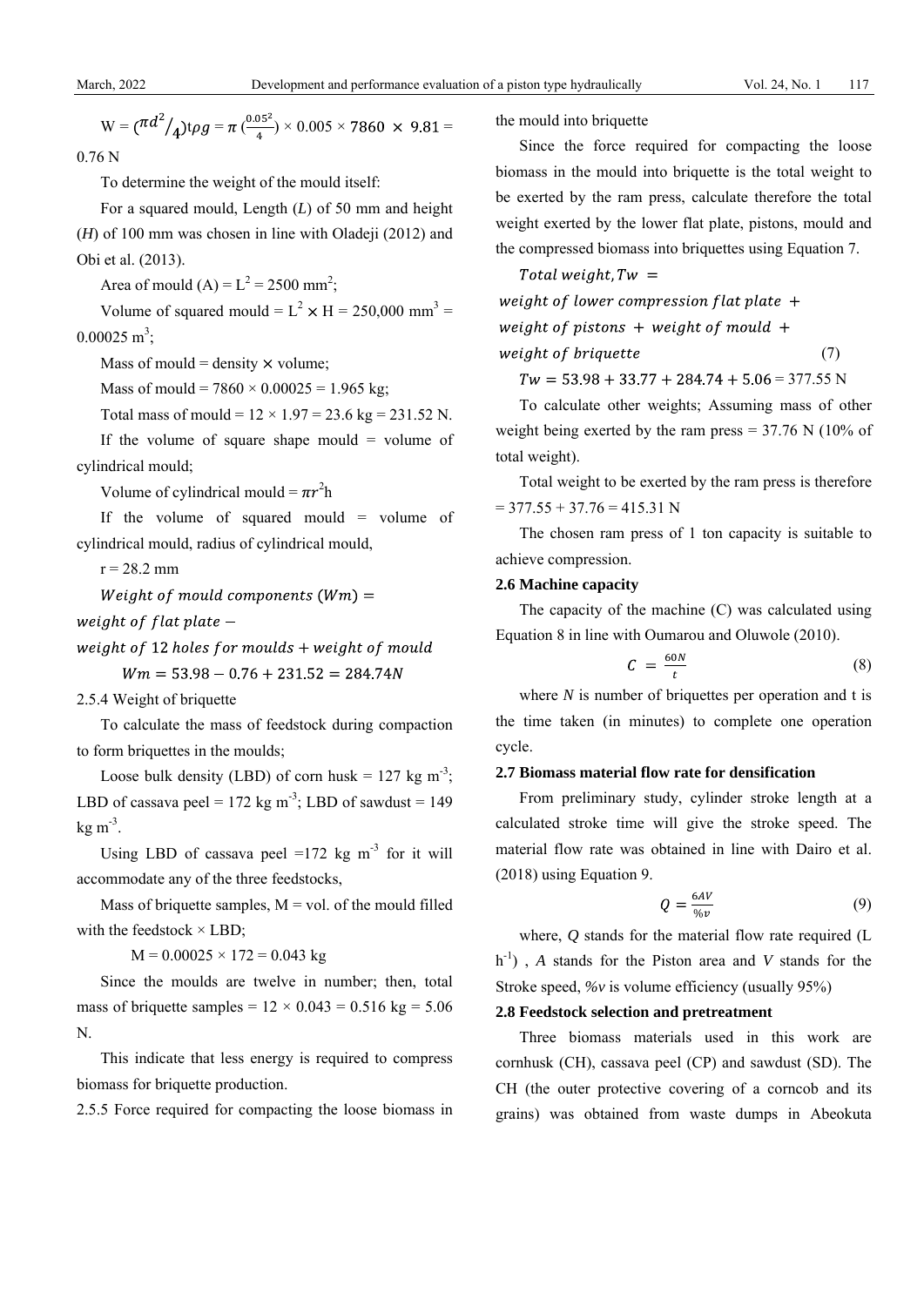$W = (\pi d^2/4) t \rho g = \pi (\frac{0.05^2}{4}) \times 0.005 \times 7860 \times 9.81 =$ 0.76 N

To determine the weight of the mould itself:

For a squared mould, Length ($L$) of 50 mm and height ($H$) of 100 mm was chosen in line with Oladeji (2012) and Obi et al. (2013).

Area of mould (A) = $L^2$ = 2500 mm$^2$;

Volume of squared mould = $L^2 \times H$ = 250,000 mm$^3$ = 0.00025 m$^3$;

Mass of mould = density × volume;

Mass of mould = 7860 × 0.00025 = 1.965 kg;

Total mass of mould = 12 × 1.97 = 23.6 kg = 231.52 N.

If the volume of square shape mould = volume of cylindrical mould;

Volume of cylindrical mould = $\pi r^2$h

If the volume of squared mould = volume of cylindrical mould, radius of cylindrical mould,

r = 28.2 mm

$$Weight\ of\ mould\ components\ (Wm) = weight\ of\ flat\ plate - weight\ of\ 12\ holes\ for\ moulds + weight\ of\ mould$$

$$Wm = 53.98 - 0.76 + 231.52 = 284.74N$$

2.5.4 Weight of briquette

To calculate the mass of feedstock during compaction to form briquettes in the moulds;

Loose bulk density (LBD) of corn husk = 127 kg m$^{-3}$; LBD of cassava peel = 172 kg m$^{-3}$; LBD of sawdust = 149 kg m$^{-3}$.

Using LBD of cassava peel =172 kg m$^{-3}$ for it will accommodate any of the three feedstocks,

Mass of briquette samples, M = vol. of the mould filled with the feedstock × LBD;

M = 0.00025 × 172 = 0.043 kg

Since the moulds are twelve in number; then, total mass of briquette samples = 12 × 0.043 = 0.516 kg = 5.06 N.

This indicate that less energy is required to compress biomass for briquette production.

2.5.5 Force required for compacting the loose biomass in the mould into briquette

Since the force required for compacting the loose biomass in the mould into briquette is the total weight to be exerted by the ram press, calculate therefore the total weight exerted by the lower flat plate, pistons, mould and the compressed biomass into briquettes using Equation 7.

$$Total\ weight, Tw = weight\ of\ lower\ compression\ flat\ plate + weight\ of\ pistons + weight\ of\ mould + weight\ of\ briquette \quad (7)$$

$Tw = 53.98 + 33.77 + 284.74 + 5.06$ = 377.55 N

To calculate other weights; Assuming mass of other weight being exerted by the ram press = 37.76 N (10% of total weight).

Total weight to be exerted by the ram press is therefore = 377.55 + 37.76 = 415.31 N

The chosen ram press of 1 ton capacity is suitable to achieve compression.

### 2.6 Machine capacity

The capacity of the machine (C) was calculated using Equation 8 in line with Oumarou and Oluwole (2010).

$$C = \frac{60N}{t} \quad (8)$$

where $N$ is number of briquettes per operation and t is the time taken (in minutes) to complete one operation cycle.

### 2.7 Biomass material flow rate for densification

From preliminary study, cylinder stroke length at a calculated stroke time will give the stroke speed. The material flow rate was obtained in line with Dairo et al. (2018) using Equation 9.

$$Q = \frac{6AV}{\%v} \quad (9)$$

where, $Q$ stands for the material flow rate required (L h$^{-1}$) , $A$ stands for the Piston area and $V$ stands for the Stroke speed, $\%v$ is volume efficiency (usually 95%)

### 2.8 Feedstock selection and pretreatment

Three biomass materials used in this work are cornhusk (CH), cassava peel (CP) and sawdust (SD). The CH (the outer protective covering of a corncob and its grains) was obtained from waste dumps in Abeokuta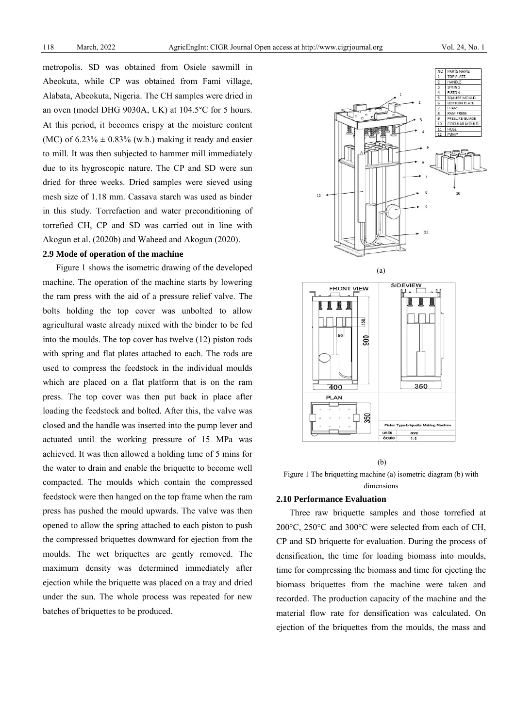metropolis. SD was obtained from Osiele sawmill in Abeokuta, while CP was obtained from Fami village, Alabata, Abeokuta, Nigeria. The CH samples were dried in an oven (model DHG 9030A, UK) at 104.5°C for 5 hours. At this period, it becomes crispy at the moisture content (MC) of 6.23% ± 0.83% (w.b.) making it ready and easier to mill. It was then subjected to hammer mill immediately due to its hygroscopic nature. The CP and SD were sun dried for three weeks. Dried samples were sieved using mesh size of 1.18 mm. Cassava starch was used as binder in this study. Torrefaction and water preconditioning of torrefied CH, CP and SD was carried out in line with Akogun et al. (2020b) and Waheed and Akogun (2020).

### 2.9 Mode of operation of the machine

Figure 1 shows the isometric drawing of the developed machine. The operation of the machine starts by lowering the ram press with the aid of a pressure relief valve. The bolts holding the top cover was unbolted to allow agricultural waste already mixed with the binder to be fed into the moulds. The top cover has twelve (12) piston rods with spring and flat plates attached to each. The rods are used to compress the feedstock in the individual moulds which are placed on a flat platform that is on the ram press. The top cover was then put back in place after loading the feedstock and bolted. After this, the valve was closed and the handle was inserted into the pump lever and actuated until the working pressure of 15 MPa was achieved. It was then allowed a holding time of 5 mins for the water to drain and enable the briquette to become well compacted. The moulds which contain the compressed feedstock were then hanged on the top frame when the ram press has pushed the mould upwards. The valve was then opened to allow the spring attached to each piston to push the compressed briquettes downward for ejection from the moulds. The wet briquettes are gently removed. The maximum density was determined immediately after ejection while the briquette was placed on a tray and dried under the sun. The whole process was repeated for new batches of briquettes to be produced.

(a)

(b)

Figure 1 The briquetting machine (a) isometric diagram (b) with dimensions

### 2.10 Performance Evaluation

Three raw briquette samples and those torrefied at 200°C, 250°C and 300°C were selected from each of CH, CP and SD briquette for evaluation. During the process of densification, the time for loading biomass into moulds, time for compressing the biomass and time for ejecting the biomass briquettes from the machine were taken and recorded. The production capacity of the machine and the material flow rate for densification was calculated. On ejection of the briquettes from the moulds, the mass and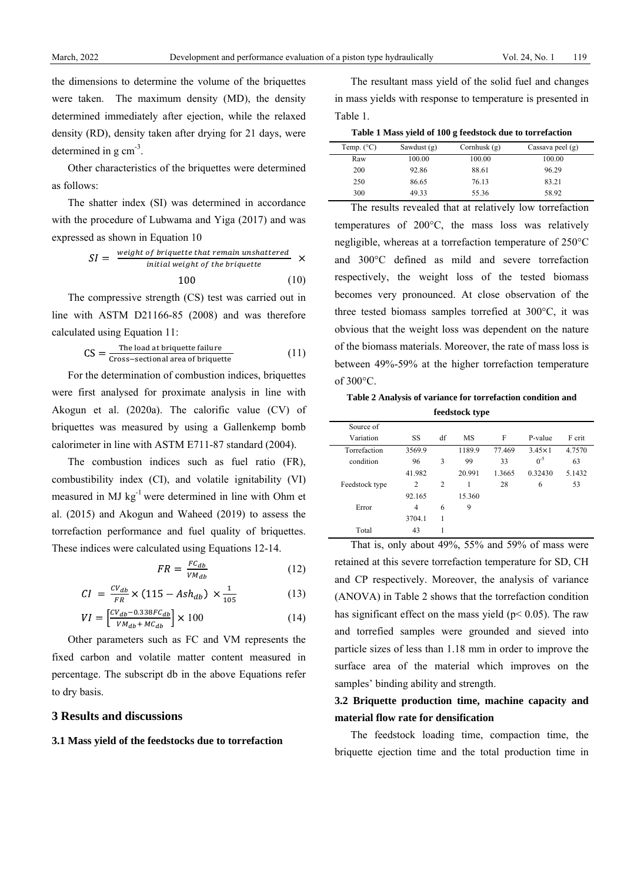the dimensions to determine the volume of the briquettes were taken. The maximum density (MD), the density determined immediately after ejection, while the relaxed density (RD), density taken after drying for 21 days, were determined in g cm$^{-3}$.

Other characteristics of the briquettes were determined as follows:

The shatter index (SI) was determined in accordance with the procedure of Lubwama and Yiga (2017) and was expressed as shown in Equation 10

$$SI = \frac{weight\ of\ briquette\ that\ remain\ unshattered}{initial\ weight\ of\ the\ briquette} \times 100 \tag{10}$$

The compressive strength (CS) test was carried out in line with ASTM D21166-85 (2008) and was therefore calculated using Equation 11:

$$\text{CS} = \frac{\text{The load at briquette failure}}{\text{Cross–sectional area of briquette}} \tag{11}$$

For the determination of combustion indices, briquettes were first analysed for proximate analysis in line with Akogun et al. (2020a). The calorific value (CV) of briquettes was measured by using a Gallenkemp bomb calorimeter in line with ASTM E711-87 standard (2004).

The combustion indices such as fuel ratio (FR), combustibility index (CI), and volatile ignitability (VI) measured in MJ kg$^{-1}$ were determined in line with Ohm et al. (2015) and Akogun and Waheed (2019) to assess the torrefaction performance and fuel quality of briquettes. These indices were calculated using Equations 12-14.

$$FR = \frac{FC_{db}}{VM_{db}} \tag{12}$$

$$CI = \frac{CV_{db}}{FR} \times (115 - Ash_{db}) \times \frac{1}{105} \tag{13}$$

$$VI = \left[\frac{CV_{db} - 0.338FC_{db}}{VM_{db} + MC_{db}}\right] \times 100 \tag{14}$$

Other parameters such as FC and VM represents the fixed carbon and volatile matter content measured in percentage. The subscript db in the above Equations refer to dry basis.

## 3 Results and discussions

### 3.1 Mass yield of the feedstocks due to torrefaction

The resultant mass yield of the solid fuel and changes in mass yields with response to temperature is presented in Table 1.

**Table 1 Mass yield of 100 g feedstock due to torrefaction**

| Temp. (°C) | Sawdust (g) | Cornhusk (g) | Cassava peel (g) |
|---|---|---|---|
| Raw | 100.00 | 100.00 | 100.00 |
| 200 | 92.86 | 88.61 | 96.29 |
| 250 | 86.65 | 76.13 | 83.21 |
| 300 | 49.33 | 55.36 | 58.92 |

The results revealed that at relatively low torrefaction temperatures of 200°C, the mass loss was relatively negligible, whereas at a torrefaction temperature of 250°C and 300°C defined as mild and severe torrefaction respectively, the weight loss of the tested biomass becomes very pronounced. At close observation of the three tested biomass samples torrefied at 300°C, it was obvious that the weight loss was dependent on the nature of the biomass materials. Moreover, the rate of mass loss is between 49%-59% at the higher torrefaction temperature of 300°C.

**Table 2 Analysis of variance for torrefaction condition and feedstock type**

| Source of Variation | SS | df | MS | F | P-value | F crit |
|---|---|---|---|---|---|---|
| Torrefaction condition | 3569.996 | 3 | 1189.999 | 77.46933 | $3.45\times10^{-5}$ | 4.757063 |
| Feedstock type | 41.9822 | 2 | 20.9911 | 1.366528 | 0.324306 | 5.143253 |
| Error | 92.1654 | 6 | 15.3609 | | | |
| Total | 3704.143 | 11 | | | | |

That is, only about 49%, 55% and 59% of mass were retained at this severe torrefaction temperature for SD, CH and CP respectively. Moreover, the analysis of variance (ANOVA) in Table 2 shows that the torrefaction condition has significant effect on the mass yield ($p < 0.05$). The raw and torrefied samples were grounded and sieved into particle sizes of less than 1.18 mm in order to improve the surface area of the material which improves on the samples' binding ability and strength.

### 3.2 Briquette production time, machine capacity and material flow rate for densification

The feedstock loading time, compaction time, the briquette ejection time and the total production time in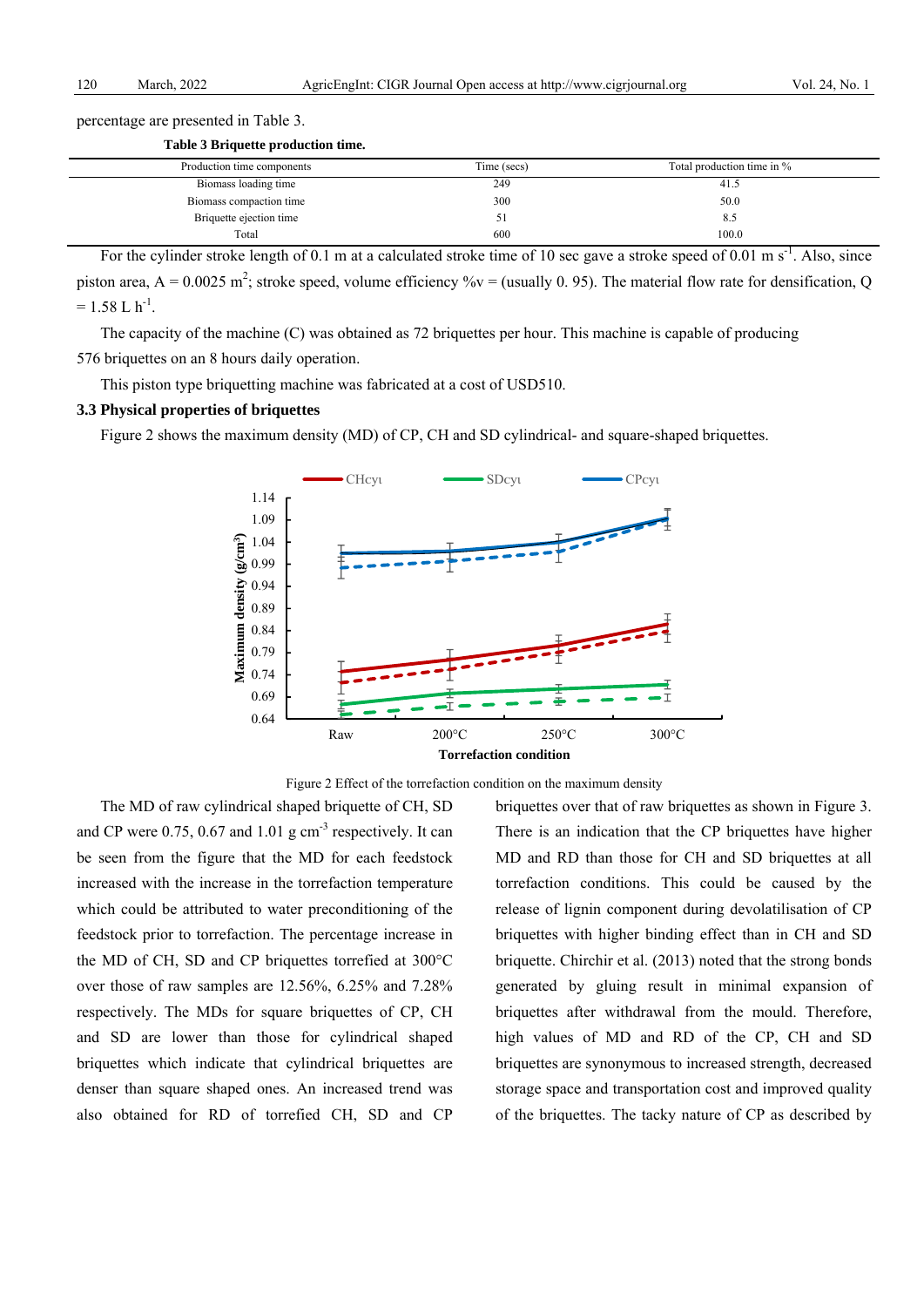percentage are presented in Table 3.

**Table 3 Briquette production time.**

| Production time components | Time (secs) | Total production time in % |
|---|---|---|
| Biomass loading time | 249 | 41.5 |
| Biomass compaction time | 300 | 50.0 |
| Briquette ejection time | 51 | 8.5 |
| Total | 600 | 100.0 |

For the cylinder stroke length of 0.1 m at a calculated stroke time of 10 sec gave a stroke speed of 0.01 m $s^{-1}$. Also, since piston area, A = 0.0025 $m^2$; stroke speed, volume efficiency %v = (usually 0. 95). The material flow rate for densification, Q = 1.58 L $h^{-1}$.

The capacity of the machine (C) was obtained as 72 briquettes per hour. This machine is capable of producing 576 briquettes on an 8 hours daily operation.

This piston type briquetting machine was fabricated at a cost of USD510.

### 3.3 Physical properties of briquettes

Figure 2 shows the maximum density (MD) of CP, CH and SD cylindrical- and square-shaped briquettes.

Figure 2 Effect of the torrefaction condition on the maximum density

The MD of raw cylindrical shaped briquette of CH, SD and CP were 0.75, 0.67 and 1.01 g $cm^{-3}$ respectively. It can be seen from the figure that the MD for each feedstock increased with the increase in the torrefaction temperature which could be attributed to water preconditioning of the feedstock prior to torrefaction. The percentage increase in the MD of CH, SD and CP briquettes torrefied at 300°C over those of raw samples are 12.56%, 6.25% and 7.28% respectively. The MDs for square briquettes of CP, CH and SD are lower than those for cylindrical shaped briquettes which indicate that cylindrical briquettes are denser than square shaped ones. An increased trend was also obtained for RD of torrefied CH, SD and CP briquettes over that of raw briquettes as shown in Figure 3. There is an indication that the CP briquettes have higher MD and RD than those for CH and SD briquettes at all torrefaction conditions. This could be caused by the release of lignin component during devolatilisation of CP briquettes with higher binding effect than in CH and SD briquette. Chirchir et al. (2013) noted that the strong bonds generated by gluing result in minimal expansion of briquettes after withdrawal from the mould. Therefore, high values of MD and RD of the CP, CH and SD briquettes are synonymous to increased strength, decreased storage space and transportation cost and improved quality of the briquettes. The tacky nature of CP as described by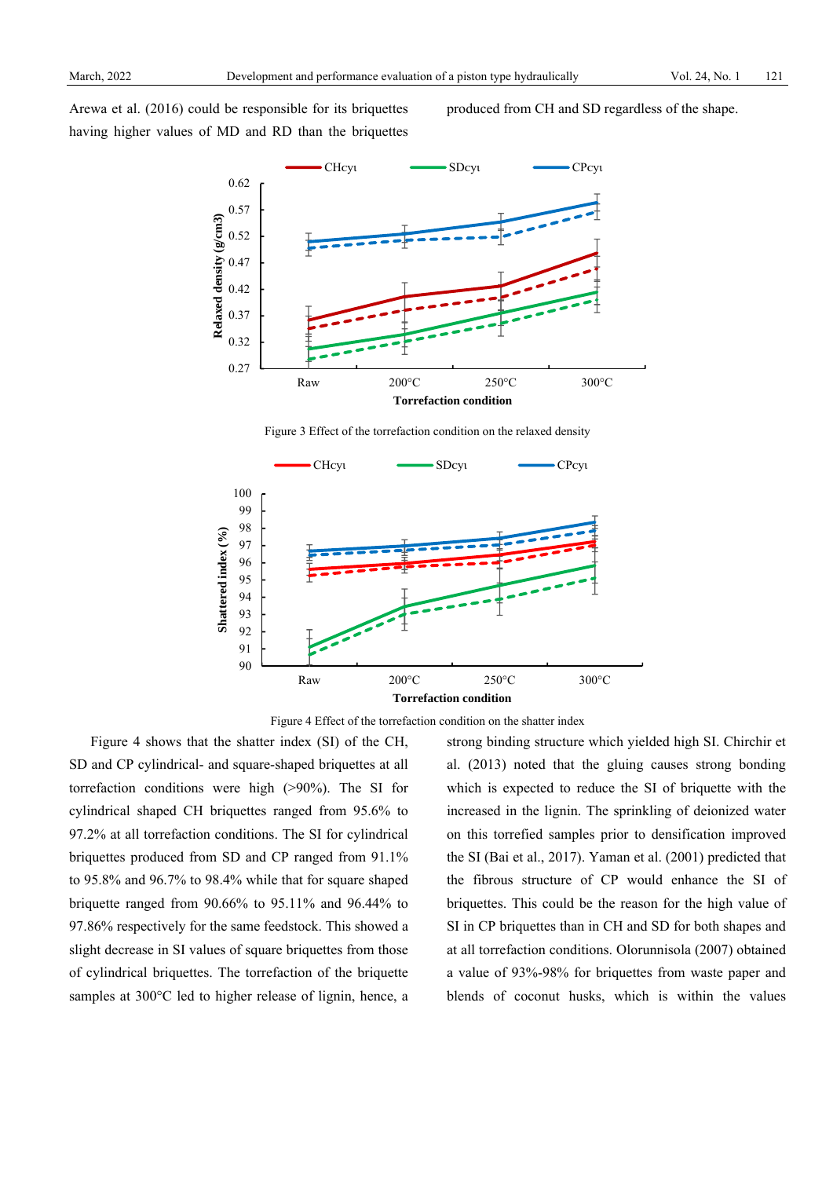Arewa et al. (2016) could be responsible for its briquettes having higher values of MD and RD than the briquettes produced from CH and SD regardless of the shape.

Figure 3 Effect of the torrefaction condition on the relaxed density

Figure 4 Effect of the torrefaction condition on the shatter index

Figure 4 shows that the shatter index (SI) of the CH, SD and CP cylindrical- and square-shaped briquettes at all torrefaction conditions were high (>90%). The SI for cylindrical shaped CH briquettes ranged from 95.6% to 97.2% at all torrefaction conditions. The SI for cylindrical briquettes produced from SD and CP ranged from 91.1% to 95.8% and 96.7% to 98.4% while that for square shaped briquette ranged from 90.66% to 95.11% and 96.44% to 97.86% respectively for the same feedstock. This showed a slight decrease in SI values of square briquettes from those of cylindrical briquettes. The torrefaction of the briquette samples at 300°C led to higher release of lignin, hence, a strong binding structure which yielded high SI. Chirchir et al. (2013) noted that the gluing causes strong bonding which is expected to reduce the SI of briquette with the increased in the lignin. The sprinkling of deionized water on this torrefied samples prior to densification improved the SI (Bai et al., 2017). Yaman et al. (2001) predicted that the fibrous structure of CP would enhance the SI of briquettes. This could be the reason for the high value of SI in CP briquettes than in CH and SD for both shapes and at all torrefaction conditions. Olorunnisola (2007) obtained a value of 93%-98% for briquettes from waste paper and blends of coconut husks, which is within the values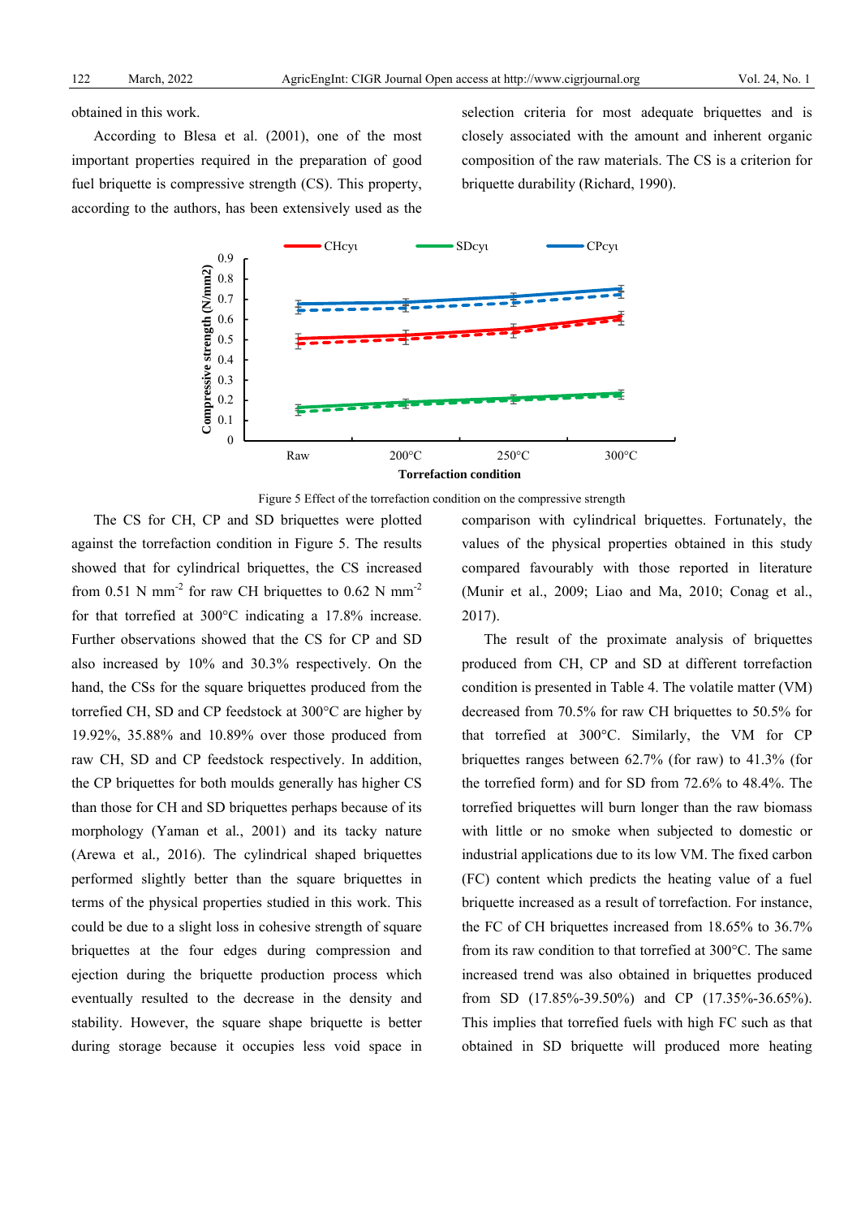obtained in this work.

According to Blesa et al. (2001), one of the most important properties required in the preparation of good fuel briquette is compressive strength (CS). This property, according to the authors, has been extensively used as the selection criteria for most adequate briquettes and is closely associated with the amount and inherent organic composition of the raw materials. The CS is a criterion for briquette durability (Richard, 1990).

Figure 5 Effect of the torrefaction condition on the compressive strength

The CS for CH, CP and SD briquettes were plotted against the torrefaction condition in Figure 5. The results showed that for cylindrical briquettes, the CS increased from 0.51 N mm$^{-2}$ for raw CH briquettes to 0.62 N mm$^{-2}$ for that torrefied at 300°C indicating a 17.8% increase. Further observations showed that the CS for CP and SD also increased by 10% and 30.3% respectively. On the hand, the CSs for the square briquettes produced from the torrefied CH, SD and CP feedstock at 300°C are higher by 19.92%, 35.88% and 10.89% over those produced from raw CH, SD and CP feedstock respectively. In addition, the CP briquettes for both moulds generally has higher CS than those for CH and SD briquettes perhaps because of its morphology (Yaman et al., 2001) and its tacky nature (Arewa et al., 2016). The cylindrical shaped briquettes performed slightly better than the square briquettes in terms of the physical properties studied in this work. This could be due to a slight loss in cohesive strength of square briquettes at the four edges during compression and ejection during the briquette production process which eventually resulted to the decrease in the density and stability. However, the square shape briquette is better during storage because it occupies less void space in comparison with cylindrical briquettes. Fortunately, the values of the physical properties obtained in this study compared favourably with those reported in literature (Munir et al., 2009; Liao and Ma, 2010; Conag et al., 2017).

The result of the proximate analysis of briquettes produced from CH, CP and SD at different torrefaction condition is presented in Table 4. The volatile matter (VM) decreased from 70.5% for raw CH briquettes to 50.5% for that torrefied at 300°C. Similarly, the VM for CP briquettes ranges between 62.7% (for raw) to 41.3% (for the torrefied form) and for SD from 72.6% to 48.4%. The torrefied briquettes will burn longer than the raw biomass with little or no smoke when subjected to domestic or industrial applications due to its low VM. The fixed carbon (FC) content which predicts the heating value of a fuel briquette increased as a result of torrefaction. For instance, the FC of CH briquettes increased from 18.65% to 36.7% from its raw condition to that torrefied at 300°C. The same increased trend was also obtained in briquettes produced from SD (17.85%-39.50%) and CP (17.35%-36.65%). This implies that torrefied fuels with high FC such as that obtained in SD briquette will produced more heating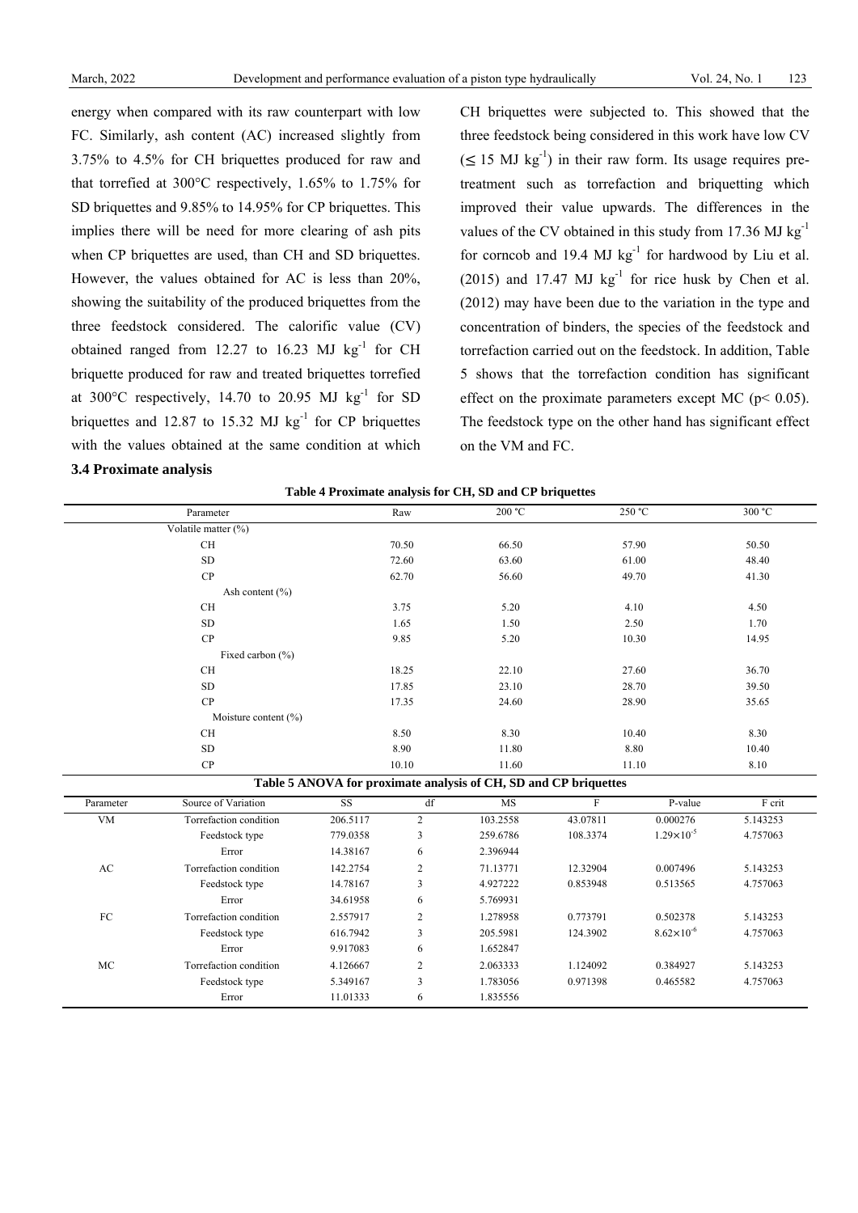energy when compared with its raw counterpart with low FC. Similarly, ash content (AC) increased slightly from 3.75% to 4.5% for CH briquettes produced for raw and that torrefied at 300°C respectively, 1.65% to 1.75% for SD briquettes and 9.85% to 14.95% for CP briquettes. This implies there will be need for more clearing of ash pits when CP briquettes are used, than CH and SD briquettes. However, the values obtained for AC is less than 20%, showing the suitability of the produced briquettes from the three feedstock considered. The calorific value (CV) obtained ranged from 12.27 to 16.23 MJ $kg^{-1}$ for CH briquette produced for raw and treated briquettes torrefied at 300°C respectively, 14.70 to 20.95 MJ $kg^{-1}$ for SD briquettes and 12.87 to 15.32 MJ $kg^{-1}$ for CP briquettes with the values obtained at the same condition at which CH briquettes were subjected to. This showed that the three feedstock being considered in this work have low CV ($\leq$ 15 MJ $kg^{-1}$) in their raw form. Its usage requires pre-treatment such as torrefaction and briquetting which improved their value upwards. The differences in the values of the CV obtained in this study from 17.36 MJ $kg^{-1}$ for corncob and 19.4 MJ $kg^{-1}$ for hardwood by Liu et al. (2015) and 17.47 MJ $kg^{-1}$ for rice husk by Chen et al. (2012) may have been due to the variation in the type and concentration of binders, the species of the feedstock and torrefaction carried out on the feedstock. In addition, Table 5 shows that the torrefaction condition has significant effect on the proximate parameters except MC ($p < 0.05$). The feedstock type on the other hand has significant effect on the VM and FC.

### 3.4 Proximate analysis

**Table 4 Proximate analysis for CH, SD and CP briquettes**

| Parameter | Raw | 200 °C | 250 °C | 300 °C |
|---|---|---|---|---|
| Volatile matter (%) | | | | |
| CH | 70.50 | 66.50 | 57.90 | 50.50 |
| SD | 72.60 | 63.60 | 61.00 | 48.40 |
| CP | 62.70 | 56.60 | 49.70 | 41.30 |
| Ash content (%) | | | | |
| CH | 3.75 | 5.20 | 4.10 | 4.50 |
| SD | 1.65 | 1.50 | 2.50 | 1.70 |
| CP | 9.85 | 5.20 | 10.30 | 14.95 |
| Fixed carbon (%) | | | | |
| CH | 18.25 | 22.10 | 27.60 | 36.70 |
| SD | 17.85 | 23.10 | 28.70 | 39.50 |
| CP | 17.35 | 24.60 | 28.90 | 35.65 |
| Moisture content (%) | | | | |
| CH | 8.50 | 8.30 | 10.40 | 8.30 |
| SD | 8.90 | 11.80 | 8.80 | 10.40 |
| CP | 10.10 | 11.60 | 11.10 | 8.10 |

**Table 5 ANOVA for proximate analysis of CH, SD and CP briquettes**

| Parameter | Source of Variation | SS | df | MS | F | P-value | F crit |
|---|---|---|---|---|---|---|---|
| VM | Torrefaction condition | 206.5117 | 2 | 103.2558 | 43.07811 | 0.000276 | 5.143253 |
| | Feedstock type | 779.0358 | 3 | 259.6786 | 108.3374 | $1.29\times10^{-5}$ | 4.757063 |
| | Error | 14.38167 | 6 | 2.396944 | | | |
| AC | Torrefaction condition | 142.2754 | 2 | 71.13771 | 12.32904 | 0.007496 | 5.143253 |
| | Feedstock type | 14.78167 | 3 | 4.927222 | 0.853948 | 0.513565 | 4.757063 |
| | Error | 34.61958 | 6 | 5.769931 | | | |
| FC | Torrefaction condition | 2.557917 | 2 | 1.278958 | 0.773791 | 0.502378 | 5.143253 |
| | Feedstock type | 616.7942 | 3 | 205.5981 | 124.3902 | $8.62\times10^{-6}$ | 4.757063 |
| | Error | 9.917083 | 6 | 1.652847 | | | |
| MC | Torrefaction condition | 4.126667 | 2 | 2.063333 | 1.124092 | 0.384927 | 5.143253 |
| | Feedstock type | 5.349167 | 3 | 1.783056 | 0.971398 | 0.465582 | 4.757063 |
| | Error | 11.01333 | 6 | 1.835556 | | | |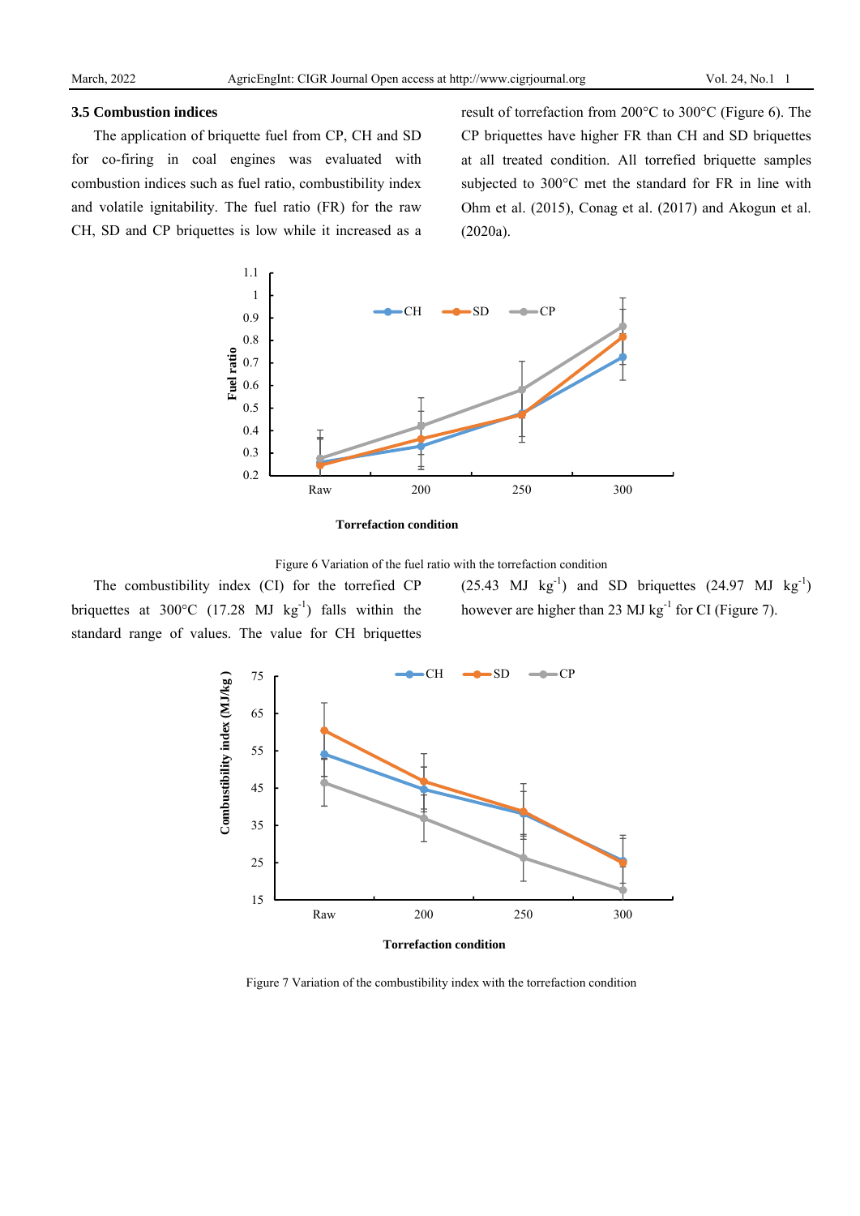### 3.5 Combustion indices

The application of briquette fuel from CP, CH and SD for co-firing in coal engines was evaluated with combustion indices such as fuel ratio, combustibility index and volatile ignitability. The fuel ratio (FR) for the raw CH, SD and CP briquettes is low while it increased as a result of torrefaction from 200°C to 300°C (Figure 6). The CP briquettes have higher FR than CH and SD briquettes at all treated condition. All torrefied briquette samples subjected to 300°C met the standard for FR in line with Ohm et al. (2015), Conag et al. (2017) and Akogun et al. (2020a).

Figure 6 Variation of the fuel ratio with the torrefaction condition

The combustibility index (CI) for the torrefied CP briquettes at 300°C (17.28 MJ $kg^{-1}$) falls within the standard range of values. The value for CH briquettes (25.43 MJ $kg^{-1}$) and SD briquettes (24.97 MJ $kg^{-1}$) however are higher than 23 MJ $kg^{-1}$ for CI (Figure 7).

Figure 7 Variation of the combustibility index with the torrefaction condition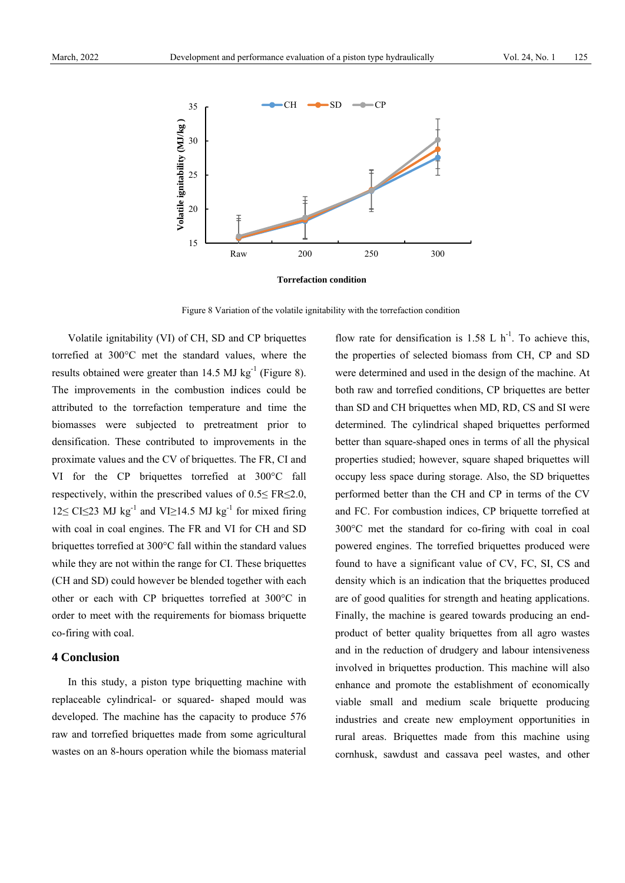Figure 8 Variation of the volatile ignitability with the torrefaction condition

Volatile ignitability (VI) of CH, SD and CP briquettes torrefied at 300°C met the standard values, where the results obtained were greater than 14.5 MJ $kg^{-1}$ (Figure 8). The improvements in the combustion indices could be attributed to the torrefaction temperature and time the biomasses were subjected to pretreatment prior to densification. These contributed to improvements in the proximate values and the CV of briquettes. The FR, CI and VI for the CP briquettes torrefied at 300°C fall respectively, within the prescribed values of $0.5 \leq FR \leq 2.0$, $12 \leq CI \leq 23$ MJ $kg^{-1}$ and $VI \geq 14.5$ MJ $kg^{-1}$ for mixed firing with coal in coal engines. The FR and VI for CH and SD briquettes torrefied at 300°C fall within the standard values while they are not within the range for CI. These briquettes (CH and SD) could however be blended together with each other or each with CP briquettes torrefied at 300°C in order to meet with the requirements for biomass briquette co-firing with coal.

## 4 Conclusion

In this study, a piston type briquetting machine with replaceable cylindrical- or squared- shaped mould was developed. The machine has the capacity to produce 576 raw and torrefied briquettes made from some agricultural wastes on an 8-hours operation while the biomass material flow rate for densification is 1.58 L $h^{-1}$. To achieve this, the properties of selected biomass from CH, CP and SD were determined and used in the design of the machine. At both raw and torrefied conditions, CP briquettes are better than SD and CH briquettes when MD, RD, CS and SI were determined. The cylindrical shaped briquettes performed better than square-shaped ones in terms of all the physical properties studied; however, square shaped briquettes will occupy less space during storage. Also, the SD briquettes performed better than the CH and CP in terms of the CV and FC. For combustion indices, CP briquette torrefied at 300°C met the standard for co-firing with coal in coal powered engines. The torrefied briquettes produced were found to have a significant value of CV, FC, SI, CS and density which is an indication that the briquettes produced are of good qualities for strength and heating applications. Finally, the machine is geared towards producing an end-product of better quality briquettes from all agro wastes and in the reduction of drudgery and labour intensiveness involved in briquettes production. This machine will also enhance and promote the establishment of economically viable small and medium scale briquette producing industries and create new employment opportunities in rural areas. Briquettes made from this machine using cornhusk, sawdust and cassava peel wastes, and other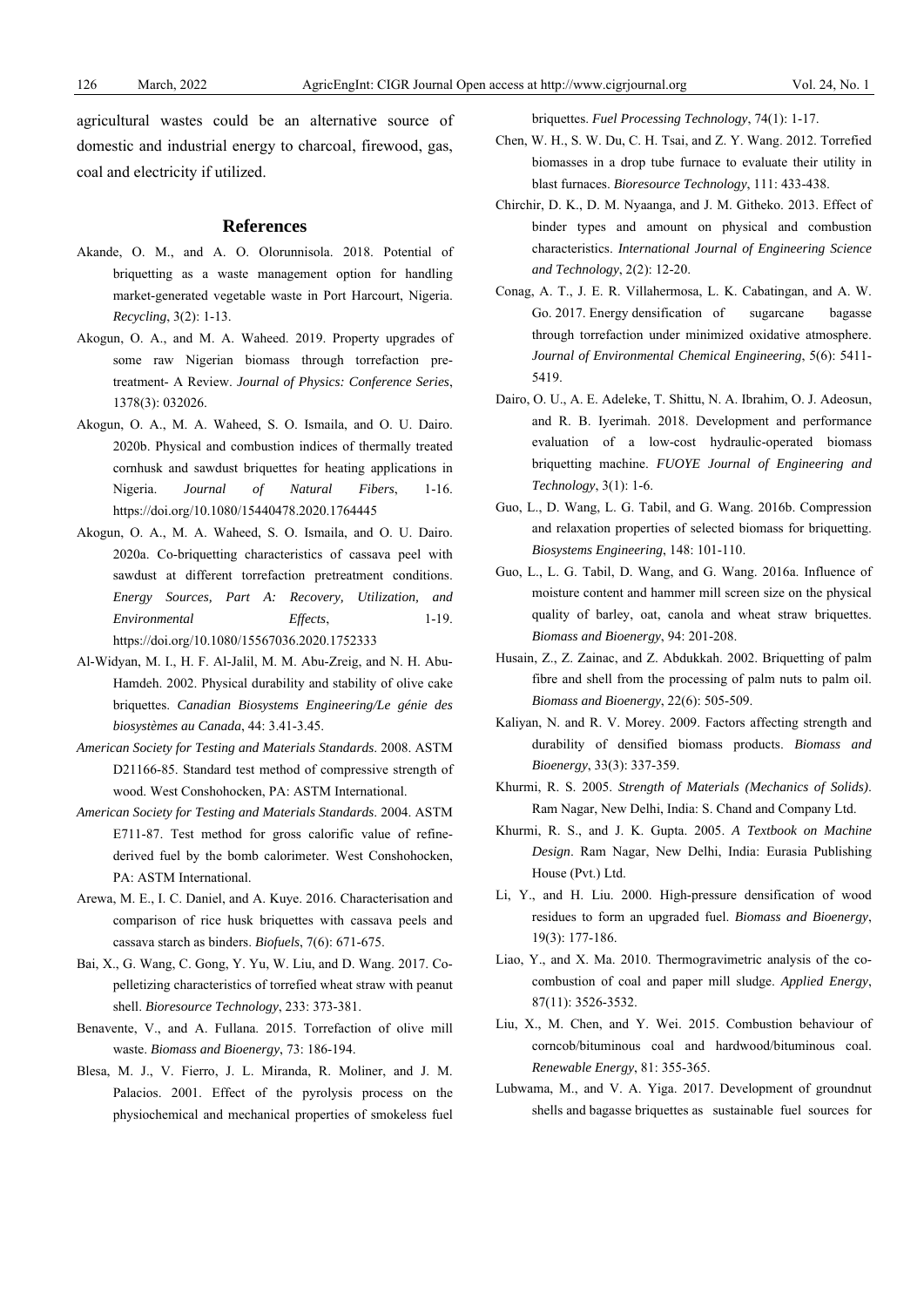agricultural wastes could be an alternative source of domestic and industrial energy to charcoal, firewood, gas, coal and electricity if utilized.

## References

Akande, O. M., and A. O. Olorunnisola. 2018. Potential of briquetting as a waste management option for handling market-generated vegetable waste in Port Harcourt, Nigeria. *Recycling*, 3(2): 1-13.

Akogun, O. A., and M. A. Waheed. 2019. Property upgrades of some raw Nigerian biomass through torrefaction pre-treatment- A Review. *Journal of Physics: Conference Series*, 1378(3): 032026.

Akogun, O. A., M. A. Waheed, S. O. Ismaila, and O. U. Dairo. 2020b. Physical and combustion indices of thermally treated cornhusk and sawdust briquettes for heating applications in Nigeria. *Journal of Natural Fibers*, 1-16. https://doi.org/10.1080/15440478.2020.1764445

Akogun, O. A., M. A. Waheed, S. O. Ismaila, and O. U. Dairo. 2020a. Co-briquetting characteristics of cassava peel with sawdust at different torrefaction pretreatment conditions. *Energy Sources, Part A: Recovery, Utilization, and Environmental Effects*, 1-19. https://doi.org/10.1080/15567036.2020.1752333

Al-Widyan, M. I., H. F. Al-Jalil, M. M. Abu-Zreig, and N. H. Abu-Hamdeh. 2002. Physical durability and stability of olive cake briquettes. *Canadian Biosystems Engineering/Le génie des biosystèmes au Canada*, 44: 3.41-3.45.

*American Society for Testing and Materials Standards*. 2008. ASTM D21166-85. Standard test method of compressive strength of wood. West Conshohocken, PA: ASTM International.

*American Society for Testing and Materials Standards*. 2004. ASTM E711-87. Test method for gross calorific value of refine-derived fuel by the bomb calorimeter. West Conshohocken, PA: ASTM International.

Arewa, M. E., I. C. Daniel, and A. Kuye. 2016. Characterisation and comparison of rice husk briquettes with cassava peels and cassava starch as binders. *Biofuels*, 7(6): 671-675.

Bai, X., G. Wang, C. Gong, Y. Yu, W. Liu, and D. Wang. 2017. Co-pelletizing characteristics of torrefied wheat straw with peanut shell. *Bioresource Technology*, 233: 373-381.

Benavente, V., and A. Fullana. 2015. Torrefaction of olive mill waste. *Biomass and Bioenergy*, 73: 186-194.

Blesa, M. J., V. Fierro, J. L. Miranda, R. Moliner, and J. M. Palacios. 2001. Effect of the pyrolysis process on the physiochemical and mechanical properties of smokeless fuel briquettes. *Fuel Processing Technology*, 74(1): 1-17.

Chen, W. H., S. W. Du, C. H. Tsai, and Z. Y. Wang. 2012. Torrefied biomasses in a drop tube furnace to evaluate their utility in blast furnaces. *Bioresource Technology*, 111: 433-438.

Chirchir, D. K., D. M. Nyaanga, and J. M. Githeko. 2013. Effect of binder types and amount on physical and combustion characteristics. *International Journal of Engineering Science and Technology*, 2(2): 12-20.

Conag, A. T., J. E. R. Villahermosa, L. K. Cabatingan, and A. W. Go. 2017. Energy densification of sugarcane bagasse through torrefaction under minimized oxidative atmosphere. *Journal of Environmental Chemical Engineering*, 5(6): 5411-5419.

Dairo, O. U., A. E. Adeleke, T. Shittu, N. A. Ibrahim, O. J. Adeosun, and R. B. Iyerimah. 2018. Development and performance evaluation of a low-cost hydraulic-operated biomass briquetting machine. *FUOYE Journal of Engineering and Technology*, 3(1): 1-6.

Guo, L., D. Wang, L. G. Tabil, and G. Wang. 2016b. Compression and relaxation properties of selected biomass for briquetting. *Biosystems Engineering*, 148: 101-110.

Guo, L., L. G. Tabil, D. Wang, and G. Wang. 2016a. Influence of moisture content and hammer mill screen size on the physical quality of barley, oat, canola and wheat straw briquettes. *Biomass and Bioenergy*, 94: 201-208.

Husain, Z., Z. Zainac, and Z. Abdukkah. 2002. Briquetting of palm fibre and shell from the processing of palm nuts to palm oil. *Biomass and Bioenergy*, 22(6): 505-509.

Kaliyan, N. and R. V. Morey. 2009. Factors affecting strength and durability of densified biomass products. *Biomass and Bioenergy*, 33(3): 337-359.

Khurmi, R. S. 2005. *Strength of Materials (Mechanics of Solids)*. Ram Nagar, New Delhi, India: S. Chand and Company Ltd.

Khurmi, R. S., and J. K. Gupta. 2005. *A Textbook on Machine Design*. Ram Nagar, New Delhi, India: Eurasia Publishing House (Pvt.) Ltd.

Li, Y., and H. Liu. 2000. High-pressure densification of wood residues to form an upgraded fuel. *Biomass and Bioenergy*, 19(3): 177-186.

Liao, Y., and X. Ma. 2010. Thermogravimetric analysis of the co-combustion of coal and paper mill sludge. *Applied Energy*, 87(11): 3526-3532.

Liu, X., M. Chen, and Y. Wei. 2015. Combustion behaviour of corncob/bituminous coal and hardwood/bituminous coal. *Renewable Energy*, 81: 355-365.

Lubwama, M., and V. A. Yiga. 2017. Development of groundnut shells and bagasse briquettes as sustainable fuel sources for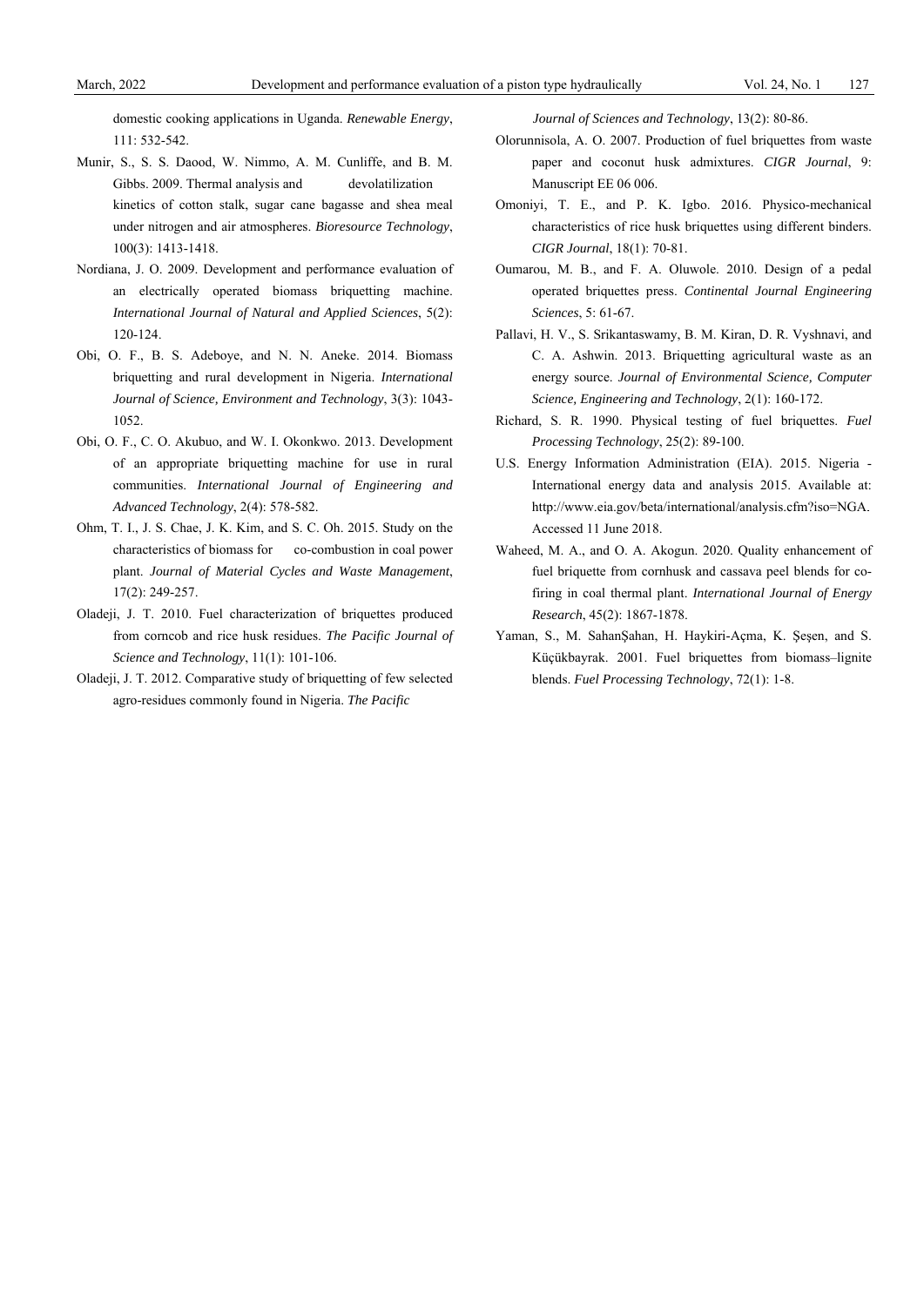domestic cooking applications in Uganda. *Renewable Energy*, 111: 532-542.

Munir, S., S. S. Daood, W. Nimmo, A. M. Cunliffe, and B. M. Gibbs. 2009. Thermal analysis and devolatilization kinetics of cotton stalk, sugar cane bagasse and shea meal under nitrogen and air atmospheres. *Bioresource Technology*, 100(3): 1413-1418.

Nordiana, J. O. 2009. Development and performance evaluation of an electrically operated biomass briquetting machine. *International Journal of Natural and Applied Sciences*, 5(2): 120-124.

Obi, O. F., B. S. Adeboye, and N. N. Aneke. 2014. Biomass briquetting and rural development in Nigeria. *International Journal of Science, Environment and Technology*, 3(3): 1043-1052.

Obi, O. F., C. O. Akubuo, and W. I. Okonkwo. 2013. Development of an appropriate briquetting machine for use in rural communities. *International Journal of Engineering and Advanced Technology*, 2(4): 578-582.

Ohm, T. I., J. S. Chae, J. K. Kim, and S. C. Oh. 2015. Study on the characteristics of biomass for co-combustion in coal power plant. *Journal of Material Cycles and Waste Management*, 17(2): 249-257.

Oladeji, J. T. 2010. Fuel characterization of briquettes produced from corncob and rice husk residues. *The Pacific Journal of Science and Technology*, 11(1): 101-106.

Oladeji, J. T. 2012. Comparative study of briquetting of few selected agro-residues commonly found in Nigeria. *The Pacific Journal of Sciences and Technology*, 13(2): 80-86.

Olorunnisola, A. O. 2007. Production of fuel briquettes from waste paper and coconut husk admixtures. *CIGR Journal*, 9: Manuscript EE 06 006.

Omoniyi, T. E., and P. K. Igbo. 2016. Physico-mechanical characteristics of rice husk briquettes using different binders. *CIGR Journal*, 18(1): 70-81.

Oumarou, M. B., and F. A. Oluwole. 2010. Design of a pedal operated briquettes press. *Continental Journal Engineering Sciences*, 5: 61-67.

Pallavi, H. V., S. Srikantaswamy, B. M. Kiran, D. R. Vyshnavi, and C. A. Ashwin. 2013. Briquetting agricultural waste as an energy source. *Journal of Environmental Science, Computer Science, Engineering and Technology*, 2(1): 160-172.

Richard, S. R. 1990. Physical testing of fuel briquettes. *Fuel Processing Technology*, 25(2): 89-100.

U.S. Energy Information Administration (EIA). 2015. Nigeria - International energy data and analysis 2015. Available at: http://www.eia.gov/beta/international/analysis.cfm?iso=NGA. Accessed 11 June 2018.

Waheed, M. A., and O. A. Akogun. 2020. Quality enhancement of fuel briquette from cornhusk and cassava peel blends for co-firing in coal thermal plant. *International Journal of Energy Research*, 45(2): 1867-1878.

Yaman, S., M. SahanŞahan, H. Haykiri-Açma, K. Şeşen, and S. Küçükbayrak. 2001. Fuel briquettes from biomass–lignite blends. *Fuel Processing Technology*, 72(1): 1-8.